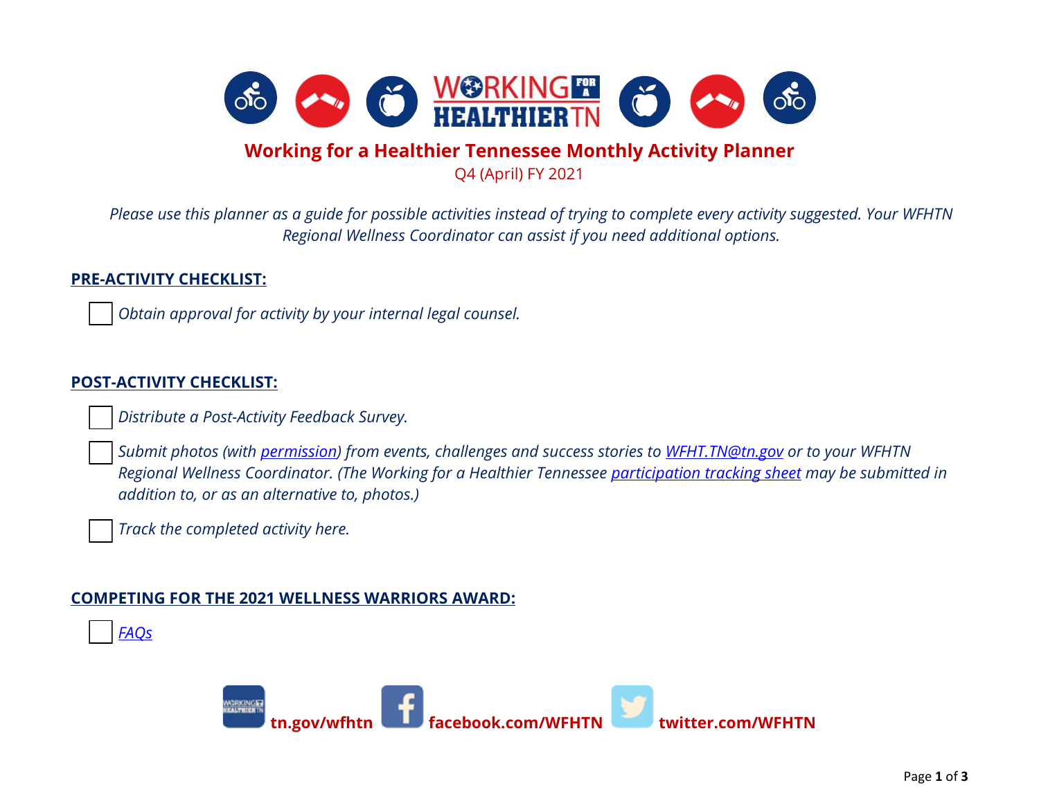# Working for a Healthier Tennessee Monthly Activity Planner

Q4 (April) FY 2021

*Please use this planner as a guide for possible activities instead of trying to complete every activity suggested. Your WFHTN Regional Wellness Coordinator can assist if you need additional options.*

## PRE-ACTIVITY CHECKLIST:

- [ ] *Obtain approval for activity by your internal legal counsel.*

## POST-ACTIVITY CHECKLIST:

- [ ] *Distribute a Post-Activity Feedback Survey.*
- [ ] *Submit photos (with permission) from events, challenges and success stories to WFHT.TN@tn.gov or to your WFHTN Regional Wellness Coordinator. (The Working for a Healthier Tennessee participation tracking sheet may be submitted in addition to, or as an alternative to, photos.)*
- [ ] *Track the completed activity here.*

## COMPETING FOR THE 2021 WELLNESS WARRIORS AWARD:

- [ ] *FAQs*

**tn.gov/wfhtn** **facebook.com/WFHTN** **twitter.com/WFHTN**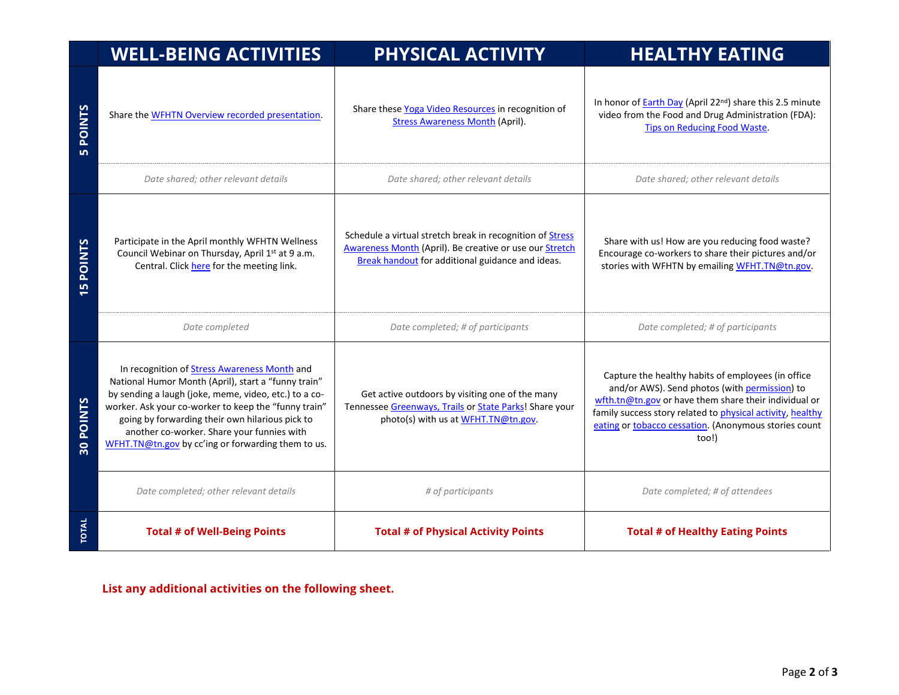| | WELL-BEING ACTIVITIES | PHYSICAL ACTIVITY | HEALTHY EATING |
|---|---|---|---|
| **5 POINTS** | Share the WFHTN Overview recorded presentation. | Share these Yoga Video Resources in recognition of Stress Awareness Month (April). | In honor of Earth Day (April 22nd) share this 2.5 minute video from the Food and Drug Administration (FDA): Tips on Reducing Food Waste. |
| | *Date shared; other relevant details* | *Date shared; other relevant details* | *Date shared; other relevant details* |
| **15 POINTS** | Participate in the April monthly WFHTN Wellness Council Webinar on Thursday, April 1st at 9 a.m. Central. Click here for the meeting link. | Schedule a virtual stretch break in recognition of Stress Awareness Month (April). Be creative or use our Stretch Break handout for additional guidance and ideas. | Share with us! How are you reducing food waste? Encourage co-workers to share their pictures and/or stories with WFHTN by emailing WFHT.TN@tn.gov. |
| | *Date completed* | *Date completed; # of participants* | *Date completed; # of participants* |
| **30 POINTS** | In recognition of Stress Awareness Month and National Humor Month (April), start a "funny train" by sending a laugh (joke, meme, video, etc.) to a co-worker. Ask your co-worker to keep the "funny train" going by forwarding their own hilarious pick to another co-worker. Share your funnies with WFHT.TN@tn.gov by cc'ing or forwarding them to us. | Get active outdoors by visiting one of the many Tennessee Greenways, Trails or State Parks! Share your photo(s) with us at WFHT.TN@tn.gov. | Capture the healthy habits of employees (in office and/or AWS). Send photos (with permission) to wfth.tn@tn.gov or have them share their individual or family success story related to physical activity, healthy eating or tobacco cessation. (Anonymous stories count too!) |
| | *Date completed; other relevant details* | *# of participants* | *Date completed; # of attendees* |
| **TOTAL** | **Total # of Well-Being Points** | **Total # of Physical Activity Points** | **Total # of Healthy Eating Points** |

**List any additional activities on the following sheet.**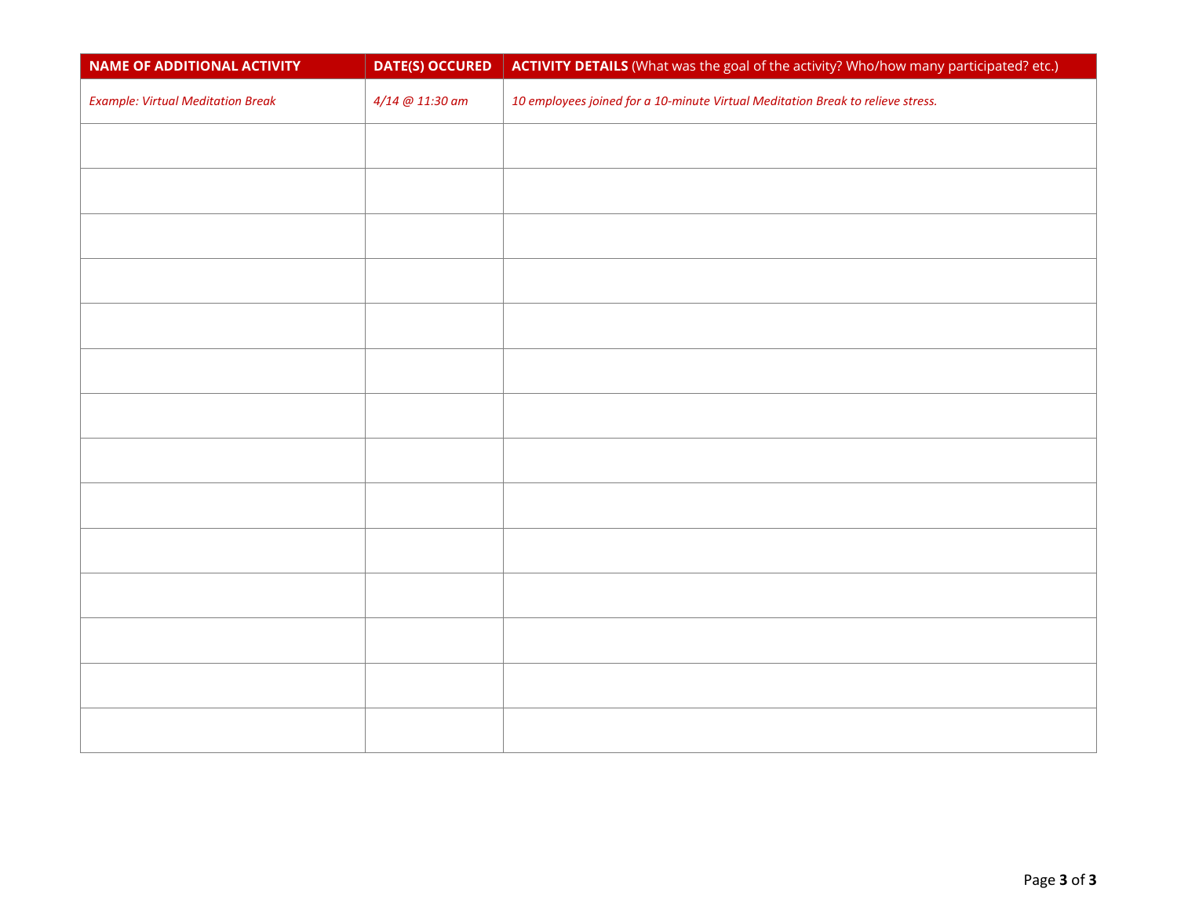| **NAME OF ADDITIONAL ACTIVITY** | **DATE(S) OCCURED** | **ACTIVITY DETAILS** (What was the goal of the activity? Who/how many participated? etc.) |
|---|---|---|
| *Example: Virtual Meditation Break* | *4/14 @ 11:30 am* | *10 employees joined for a 10-minute Virtual Meditation Break to relieve stress.* |
| | | |
| | | |
| | | |
| | | |
| | | |
| | | |
| | | |
| | | |
| | | |
| | | |
| | | |
| | | |
| | | |
| | | |